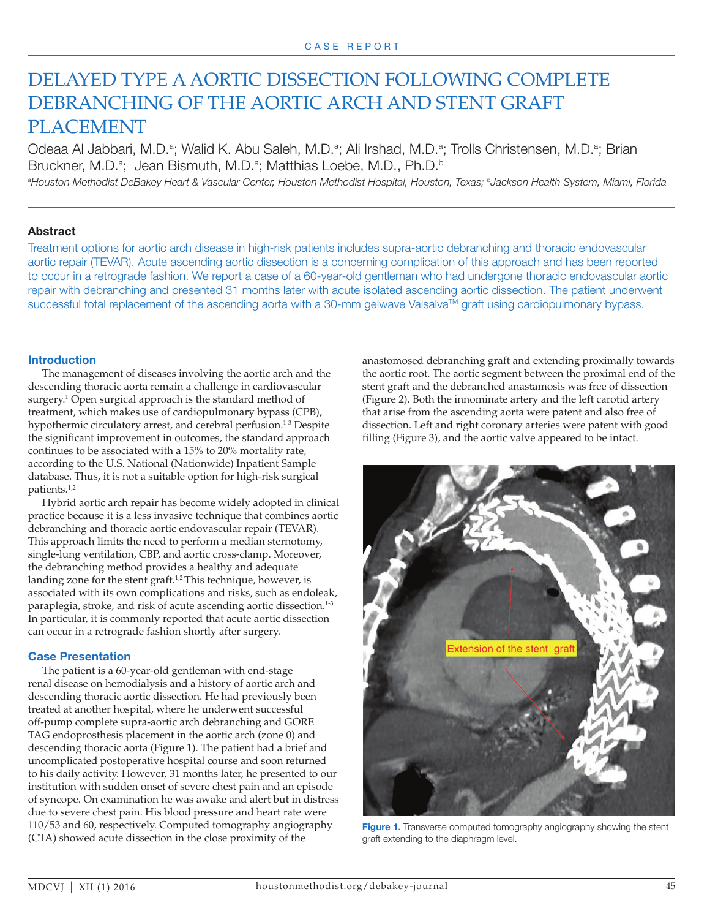CASE REPORT

# DELAYED TYPE A AORTIC DISSECTION FOLLOWING COMPLETE DEBRANCHING OF THE AORTIC ARCH AND STENT GRAFT PLACEMENT

Odeaa Al Jabbari, M.D.[a]; Walid K. Abu Saleh, M.D.[a]; Ali Irshad, M.D.[a]; Trolls Christensen, M.D.[a]; Brian Bruckner, M.D.[a]; Jean Bismuth, M.D.[a]; Matthias Loebe, M.D., Ph.D.[b]

*[a]Houston Methodist DeBakey Heart & Vascular Center, Houston Methodist Hospital, Houston, Texas; [b]Jackson Health System, Miami, Florida*

## Abstract

Treatment options for aortic arch disease in high-risk patients includes supra-aortic debranching and thoracic endovascular aortic repair (TEVAR). Acute ascending aortic dissection is a concerning complication of this approach and has been reported to occur in a retrograde fashion. We report a case of a 60-year-old gentleman who had undergone thoracic endovascular aortic repair with debranching and presented 31 months later with acute isolated ascending aortic dissection. The patient underwent successful total replacement of the ascending aorta with a 30-mm gelwave Valsalva™ graft using cardiopulmonary bypass.

## Introduction

The management of diseases involving the aortic arch and the descending thoracic aorta remain a challenge in cardiovascular surgery.[1] Open surgical approach is the standard method of treatment, which makes use of cardiopulmonary bypass (CPB), hypothermic circulatory arrest, and cerebral perfusion.[1-3] Despite the significant improvement in outcomes, the standard approach continues to be associated with a 15% to 20% mortality rate, according to the U.S. National (Nationwide) Inpatient Sample database. Thus, it is not a suitable option for high-risk surgical patients.[1,2]

Hybrid aortic arch repair has become widely adopted in clinical practice because it is a less invasive technique that combines aortic debranching and thoracic aortic endovascular repair (TEVAR). This approach limits the need to perform a median sternotomy, single-lung ventilation, CBP, and aortic cross-clamp. Moreover, the debranching method provides a healthy and adequate landing zone for the stent graft.[1,2] This technique, however, is associated with its own complications and risks, such as endoleak, paraplegia, stroke, and risk of acute ascending aortic dissection.[1-3] In particular, it is commonly reported that acute aortic dissection can occur in a retrograde fashion shortly after surgery.

## Case Presentation

The patient is a 60-year-old gentleman with end-stage renal disease on hemodialysis and a history of aortic arch and descending thoracic aortic dissection. He had previously been treated at another hospital, where he underwent successful off-pump complete supra-aortic arch debranching and GORE TAG endoprosthesis placement in the aortic arch (zone 0) and descending thoracic aorta (Figure 1). The patient had a brief and uncomplicated postoperative hospital course and soon returned to his daily activity. However, 31 months later, he presented to our institution with sudden onset of severe chest pain and an episode of syncope. On examination he was awake and alert but in distress due to severe chest pain. His blood pressure and heart rate were 110/53 and 60, respectively. Computed tomography angiography (CTA) showed acute dissection in the close proximity of the anastomosed debranching graft and extending proximally towards the aortic root. The aortic segment between the proximal end of the stent graft and the debranched anastamosis was free of dissection (Figure 2). Both the innominate artery and the left carotid artery that arise from the ascending aorta were patent and also free of dissection. Left and right coronary arteries were patent with good filling (Figure 3), and the aortic valve appeared to be intact.

Extension of the stent graft

**Figure 1.** Transverse computed tomography angiography showing the stent graft extending to the diaphragm level.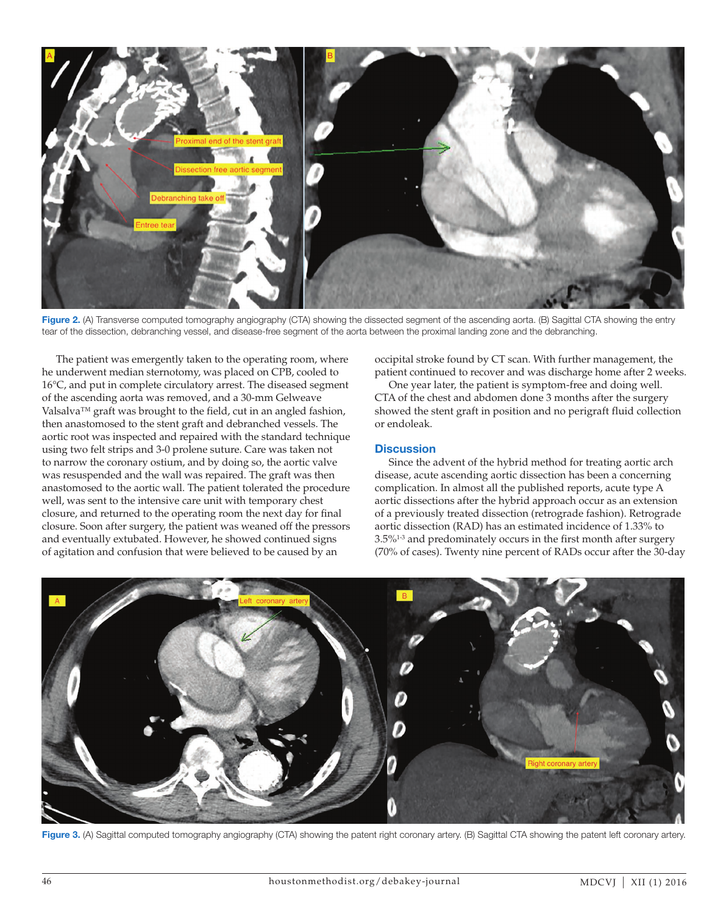Figure 2. (A) Transverse computed tomography angiography (CTA) showing the dissected segment of the ascending aorta. (B) Sagittal CTA showing the entry tear of the dissection, debranching vessel, and disease-free segment of the aorta between the proximal landing zone and the debranching.

The patient was emergently taken to the operating room, where he underwent median sternotomy, was placed on CPB, cooled to 16°C, and put in complete circulatory arrest. The diseased segment of the ascending aorta was removed, and a 30-mm Gelweave Valsalva™ graft was brought to the field, cut in an angled fashion, then anastomosed to the stent graft and debranched vessels. The aortic root was inspected and repaired with the standard technique using two felt strips and 3-0 prolene suture. Care was taken not to narrow the coronary ostium, and by doing so, the aortic valve was resuspended and the wall was repaired. The graft was then anastomosed to the aortic wall. The patient tolerated the procedure well, was sent to the intensive care unit with temporary chest closure, and returned to the operating room the next day for final closure. Soon after surgery, the patient was weaned off the pressors and eventually extubated. However, he showed continued signs of agitation and confusion that were believed to be caused by an occipital stroke found by CT scan. With further management, the patient continued to recover and was discharge home after 2 weeks.

One year later, the patient is symptom-free and doing well. CTA of the chest and abdomen done 3 months after the surgery showed the stent graft in position and no perigraft fluid collection or endoleak.

## Discussion

Since the advent of the hybrid method for treating aortic arch disease, acute ascending aortic dissection has been a concerning complication. In almost all the published reports, acute type A aortic dissections after the hybrid approach occur as an extension of a previously treated dissection (retrograde fashion). Retrograde aortic dissection (RAD) has an estimated incidence of 1.33% to 3.5%[1-3] and predominately occurs in the first month after surgery (70% of cases). Twenty nine percent of RADs occur after the 30-day

Figure 3. (A) Sagittal computed tomography angiography (CTA) showing the patent right coronary artery. (B) Sagittal CTA showing the patent left coronary artery.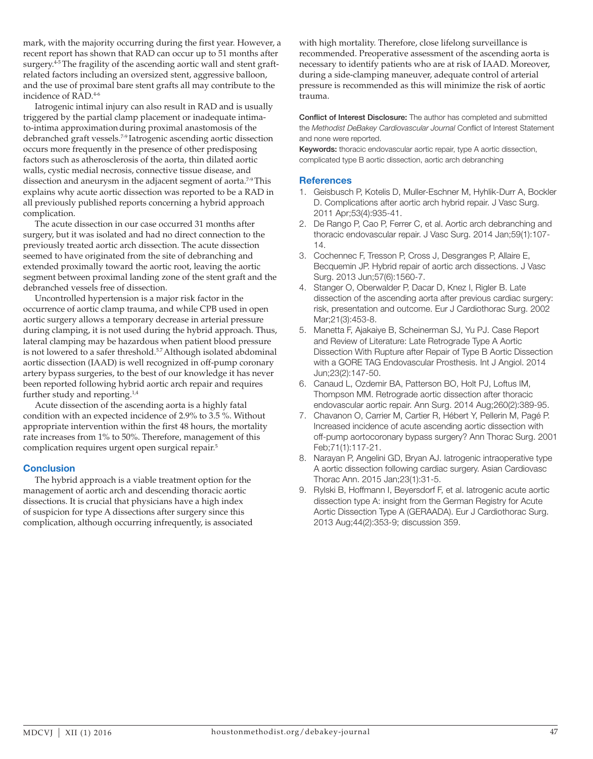mark, with the majority occurring during the first year. However, a recent report has shown that RAD can occur up to 51 months after surgery.[4-5] The fragility of the ascending aortic wall and stent graft-related factors including an oversized stent, aggressive balloon, and the use of proximal bare stent grafts all may contribute to the incidence of RAD.[4-6]

Iatrogenic intimal injury can also result in RAD and is usually triggered by the partial clamp placement or inadequate intima-to-intima approximation during proximal anastomosis of the debranched graft vessels.[7-9] Iatrogenic ascending aortic dissection occurs more frequently in the presence of other predisposing factors such as atherosclerosis of the aorta, thin dilated aortic walls, cystic medial necrosis, connective tissue disease, and dissection and aneurysm in the adjacent segment of aorta.[7-9] This explains why acute aortic dissection was reported to be a RAD in all previously published reports concerning a hybrid approach complication.

The acute dissection in our case occurred 31 months after surgery, but it was isolated and had no direct connection to the previously treated aortic arch dissection. The acute dissection seemed to have originated from the site of debranching and extended proximally toward the aortic root, leaving the aortic segment between proximal landing zone of the stent graft and the debranched vessels free of dissection.

Uncontrolled hypertension is a major risk factor in the occurrence of aortic clamp trauma, and while CPB used in open aortic surgery allows a temporary decrease in arterial pressure during clamping, it is not used during the hybrid approach. Thus, lateral clamping may be hazardous when patient blood pressure is not lowered to a safer threshold.[5,7] Although isolated abdominal aortic dissection (IAAD) is well recognized in off-pump coronary artery bypass surgeries, to the best of our knowledge it has never been reported following hybrid aortic arch repair and requires further study and reporting.[1,4]

Acute dissection of the ascending aorta is a highly fatal condition with an expected incidence of 2.9% to 3.5 %. Without appropriate intervention within the first 48 hours, the mortality rate increases from 1% to 50%. Therefore, management of this complication requires urgent open surgical repair.[5]

## Conclusion

The hybrid approach is a viable treatment option for the management of aortic arch and descending thoracic aortic dissections. It is crucial that physicians have a high index of suspicion for type A dissections after surgery since this complication, although occurring infrequently, is associated with high mortality. Therefore, close lifelong surveillance is recommended. Preoperative assessment of the ascending aorta is necessary to identify patients who are at risk of IAAD. Moreover, during a side-clamping maneuver, adequate control of arterial pressure is recommended as this will minimize the risk of aortic trauma.

**Conflict of Interest Disclosure:** The author has completed and submitted the *Methodist DeBakey Cardiovascular Journal* Conflict of Interest Statement and none were reported.

**Keywords:** thoracic endovascular aortic repair, type A aortic dissection, complicated type B aortic dissection, aortic arch debranching

## References

1. Geisbusch P, Kotelis D, Muller-Eschner M, Hyhlik-Durr A, Bockler D. Complications after aortic arch hybrid repair. J Vasc Surg. 2011 Apr;53(4):935-41.
2. De Rango P, Cao P, Ferrer C, et al. Aortic arch debranching and thoracic endovascular repair. J Vasc Surg. 2014 Jan;59(1):107-14.
3. Cochennec F, Tresson P, Cross J, Desgranges P, Allaire E, Becquemin JP. Hybrid repair of aortic arch dissections. J Vasc Surg. 2013 Jun;57(6):1560-7.
4. Stanger O, Oberwalder P, Dacar D, Knez I, Rigler B. Late dissection of the ascending aorta after previous cardiac surgery: risk, presentation and outcome. Eur J Cardiothorac Surg. 2002 Mar;21(3):453-8.
5. Manetta F, Ajakaiye B, Scheinerman SJ, Yu PJ. Case Report and Review of Literature: Late Retrograde Type A Aortic Dissection With Rupture after Repair of Type B Aortic Dissection with a GORE TAG Endovascular Prosthesis. Int J Angiol. 2014 Jun;23(2):147-50.
6. Canaud L, Ozdemir BA, Patterson BO, Holt PJ, Loftus IM, Thompson MM. Retrograde aortic dissection after thoracic endovascular aortic repair. Ann Surg. 2014 Aug;260(2):389-95.
7. Chavanon O, Carrier M, Cartier R, Hébert Y, Pellerin M, Pagé P. Increased incidence of acute ascending aortic dissection with off-pump aortocoronary bypass surgery? Ann Thorac Surg. 2001 Feb;71(1):117-21.
8. Narayan P, Angelini GD, Bryan AJ. Iatrogenic intraoperative type A aortic dissection following cardiac surgery. Asian Cardiovasc Thorac Ann. 2015 Jan;23(1):31-5.
9. Rylski B, Hoffmann I, Beyersdorf F, et al. Iatrogenic acute aortic dissection type A: insight from the German Registry for Acute Aortic Dissection Type A (GERAADA). Eur J Cardiothorac Surg. 2013 Aug;44(2):353-9; discussion 359.